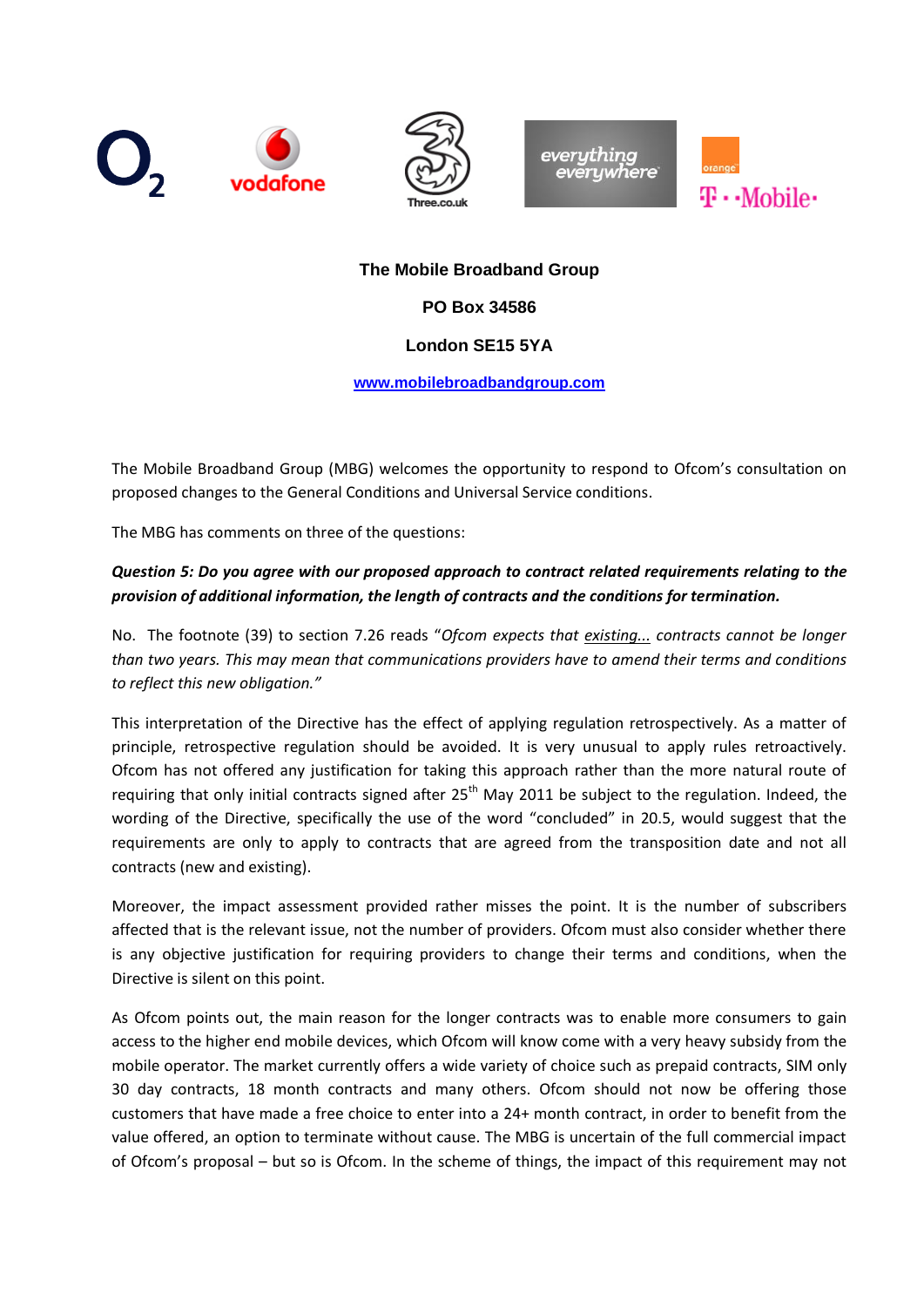**The Mobile Broadband Group**

**PO Box 34586**

**London SE15 5YA**

**www.mobilebroadbandgroup.com**

The Mobile Broadband Group (MBG) welcomes the opportunity to respond to Ofcom's consultation on proposed changes to the General Conditions and Universal Service conditions.

The MBG has comments on three of the questions:

***Question 5: Do you agree with our proposed approach to contract related requirements relating to the provision of additional information, the length of contracts and the conditions for termination.***

No. The footnote (39) to section 7.26 reads "*Ofcom expects that existing... contracts cannot be longer than two years. This may mean that communications providers have to amend their terms and conditions to reflect this new obligation.*"

This interpretation of the Directive has the effect of applying regulation retrospectively. As a matter of principle, retrospective regulation should be avoided. It is very unusual to apply rules retroactively. Ofcom has not offered any justification for taking this approach rather than the more natural route of requiring that only initial contracts signed after 25th May 2011 be subject to the regulation. Indeed, the wording of the Directive, specifically the use of the word "concluded" in 20.5, would suggest that the requirements are only to apply to contracts that are agreed from the transposition date and not all contracts (new and existing).

Moreover, the impact assessment provided rather misses the point. It is the number of subscribers affected that is the relevant issue, not the number of providers. Ofcom must also consider whether there is any objective justification for requiring providers to change their terms and conditions, when the Directive is silent on this point.

As Ofcom points out, the main reason for the longer contracts was to enable more consumers to gain access to the higher end mobile devices, which Ofcom will know come with a very heavy subsidy from the mobile operator. The market currently offers a wide variety of choice such as prepaid contracts, SIM only 30 day contracts, 18 month contracts and many others. Ofcom should not now be offering those customers that have made a free choice to enter into a 24+ month contract, in order to benefit from the value offered, an option to terminate without cause. The MBG is uncertain of the full commercial impact of Ofcom's proposal – but so is Ofcom. In the scheme of things, the impact of this requirement may not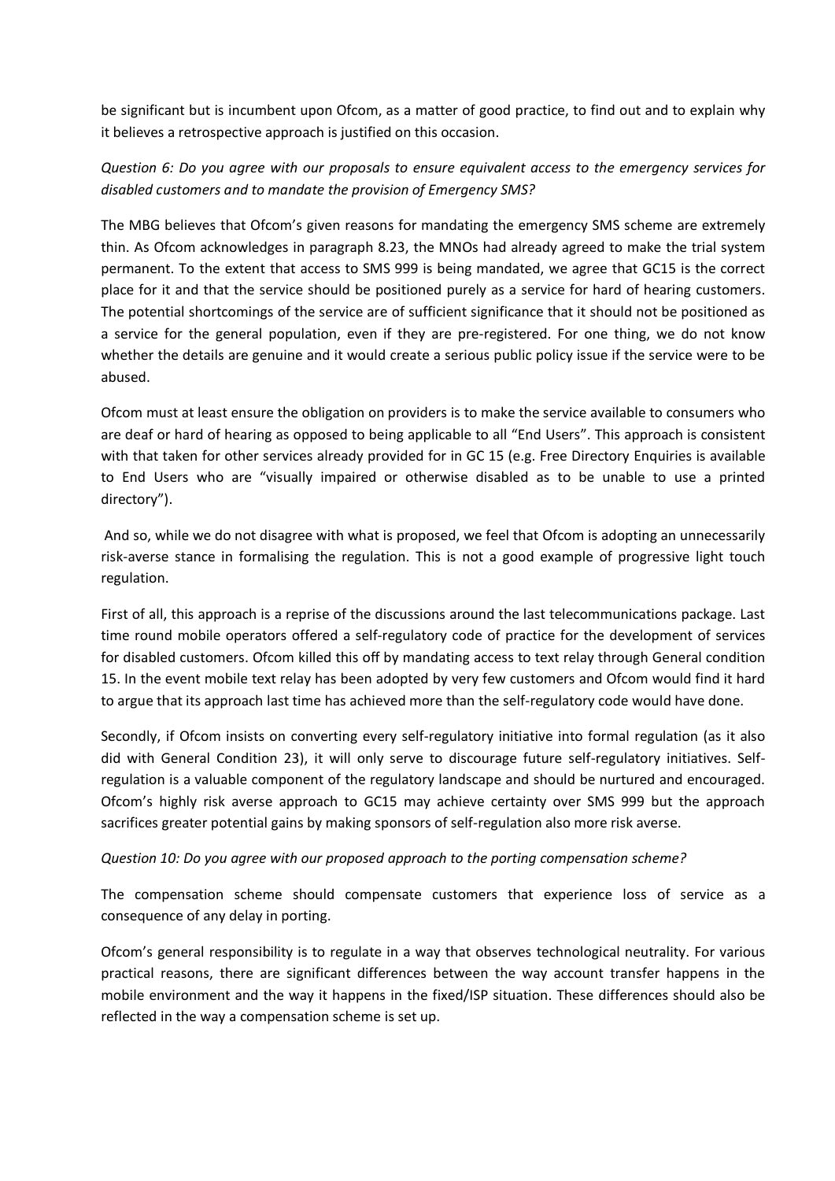be significant but is incumbent upon Ofcom, as a matter of good practice, to find out and to explain why it believes a retrospective approach is justified on this occasion.

*Question 6: Do you agree with our proposals to ensure equivalent access to the emergency services for disabled customers and to mandate the provision of Emergency SMS?*

The MBG believes that Ofcom's given reasons for mandating the emergency SMS scheme are extremely thin. As Ofcom acknowledges in paragraph 8.23, the MNOs had already agreed to make the trial system permanent. To the extent that access to SMS 999 is being mandated, we agree that GC15 is the correct place for it and that the service should be positioned purely as a service for hard of hearing customers. The potential shortcomings of the service are of sufficient significance that it should not be positioned as a service for the general population, even if they are pre-registered. For one thing, we do not know whether the details are genuine and it would create a serious public policy issue if the service were to be abused.

Ofcom must at least ensure the obligation on providers is to make the service available to consumers who are deaf or hard of hearing as opposed to being applicable to all "End Users". This approach is consistent with that taken for other services already provided for in GC 15 (e.g. Free Directory Enquiries is available to End Users who are "visually impaired or otherwise disabled as to be unable to use a printed directory").

And so, while we do not disagree with what is proposed, we feel that Ofcom is adopting an unnecessarily risk-averse stance in formalising the regulation. This is not a good example of progressive light touch regulation.

First of all, this approach is a reprise of the discussions around the last telecommunications package. Last time round mobile operators offered a self-regulatory code of practice for the development of services for disabled customers. Ofcom killed this off by mandating access to text relay through General condition 15. In the event mobile text relay has been adopted by very few customers and Ofcom would find it hard to argue that its approach last time has achieved more than the self-regulatory code would have done.

Secondly, if Ofcom insists on converting every self-regulatory initiative into formal regulation (as it also did with General Condition 23), it will only serve to discourage future self-regulatory initiatives. Self-regulation is a valuable component of the regulatory landscape and should be nurtured and encouraged. Ofcom's highly risk averse approach to GC15 may achieve certainty over SMS 999 but the approach sacrifices greater potential gains by making sponsors of self-regulation also more risk averse.

*Question 10: Do you agree with our proposed approach to the porting compensation scheme?*

The compensation scheme should compensate customers that experience loss of service as a consequence of any delay in porting.

Ofcom's general responsibility is to regulate in a way that observes technological neutrality. For various practical reasons, there are significant differences between the way account transfer happens in the mobile environment and the way it happens in the fixed/ISP situation. These differences should also be reflected in the way a compensation scheme is set up.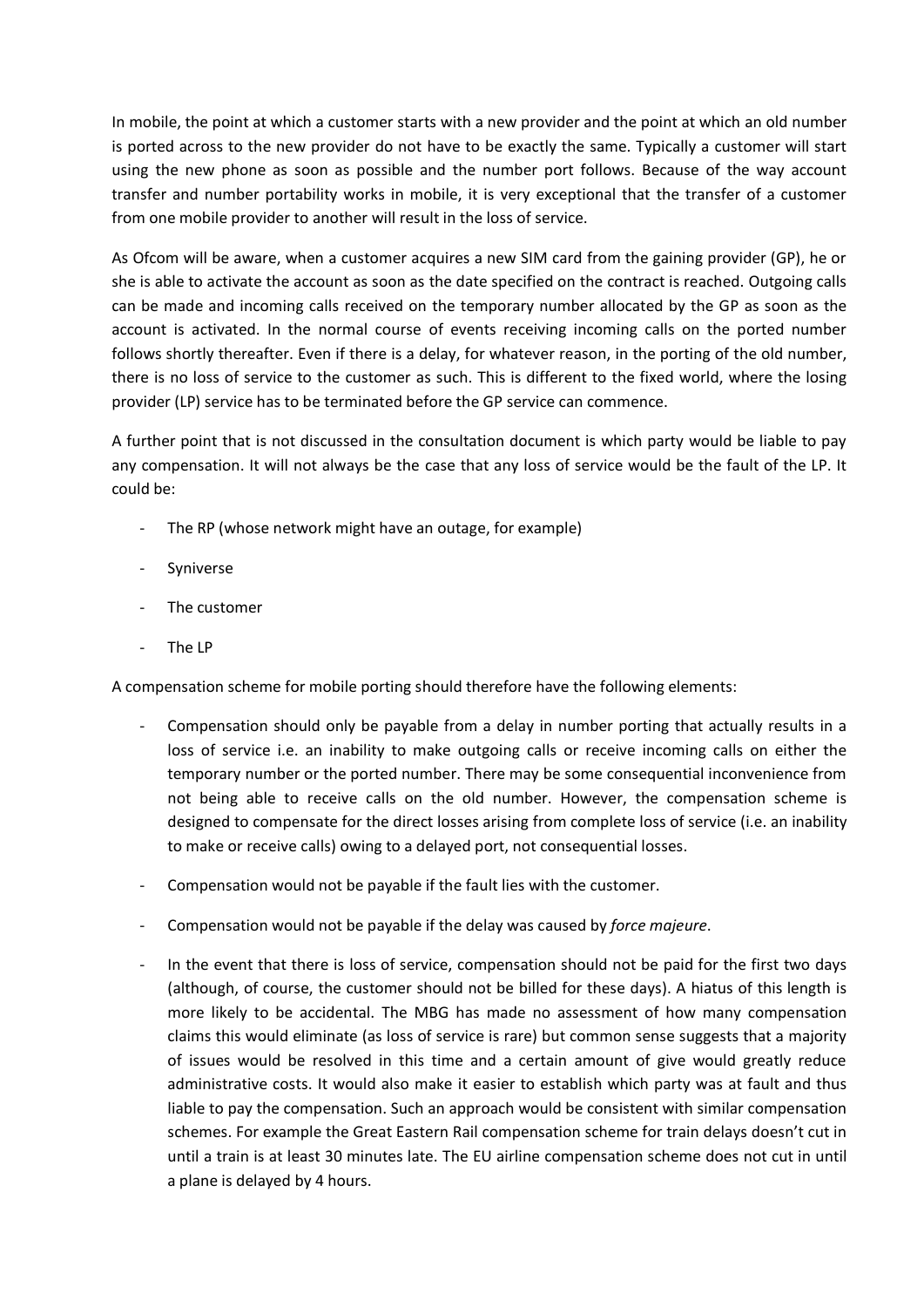In mobile, the point at which a customer starts with a new provider and the point at which an old number is ported across to the new provider do not have to be exactly the same. Typically a customer will start using the new phone as soon as possible and the number port follows. Because of the way account transfer and number portability works in mobile, it is very exceptional that the transfer of a customer from one mobile provider to another will result in the loss of service.

As Ofcom will be aware, when a customer acquires a new SIM card from the gaining provider (GP), he or she is able to activate the account as soon as the date specified on the contract is reached. Outgoing calls can be made and incoming calls received on the temporary number allocated by the GP as soon as the account is activated. In the normal course of events receiving incoming calls on the ported number follows shortly thereafter. Even if there is a delay, for whatever reason, in the porting of the old number, there is no loss of service to the customer as such. This is different to the fixed world, where the losing provider (LP) service has to be terminated before the GP service can commence.

A further point that is not discussed in the consultation document is which party would be liable to pay any compensation. It will not always be the case that any loss of service would be the fault of the LP. It could be:

- The RP (whose network might have an outage, for example)
- Syniverse
- The customer
- The LP

A compensation scheme for mobile porting should therefore have the following elements:

- Compensation should only be payable from a delay in number porting that actually results in a loss of service i.e. an inability to make outgoing calls or receive incoming calls on either the temporary number or the ported number. There may be some consequential inconvenience from not being able to receive calls on the old number. However, the compensation scheme is designed to compensate for the direct losses arising from complete loss of service (i.e. an inability to make or receive calls) owing to a delayed port, not consequential losses.
- Compensation would not be payable if the fault lies with the customer.
- Compensation would not be payable if the delay was caused by *force majeure*.
- In the event that there is loss of service, compensation should not be paid for the first two days (although, of course, the customer should not be billed for these days). A hiatus of this length is more likely to be accidental. The MBG has made no assessment of how many compensation claims this would eliminate (as loss of service is rare) but common sense suggests that a majority of issues would be resolved in this time and a certain amount of give would greatly reduce administrative costs. It would also make it easier to establish which party was at fault and thus liable to pay the compensation. Such an approach would be consistent with similar compensation schemes. For example the Great Eastern Rail compensation scheme for train delays doesn't cut in until a train is at least 30 minutes late. The EU airline compensation scheme does not cut in until a plane is delayed by 4 hours.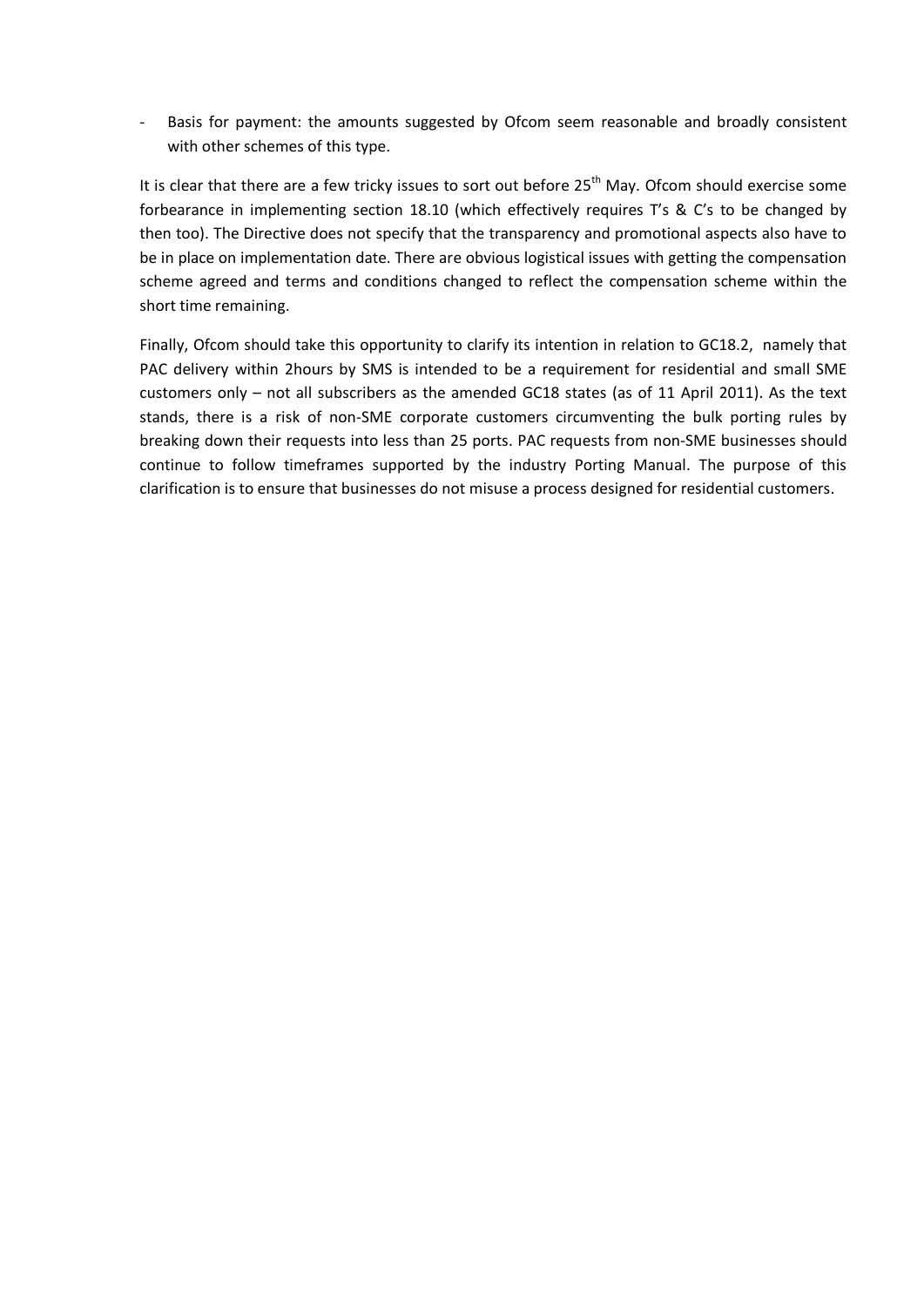- Basis for payment: the amounts suggested by Ofcom seem reasonable and broadly consistent with other schemes of this type.

It is clear that there are a few tricky issues to sort out before 25th May. Ofcom should exercise some forbearance in implementing section 18.10 (which effectively requires T's & C's to be changed by then too). The Directive does not specify that the transparency and promotional aspects also have to be in place on implementation date. There are obvious logistical issues with getting the compensation scheme agreed and terms and conditions changed to reflect the compensation scheme within the short time remaining.

Finally, Ofcom should take this opportunity to clarify its intention in relation to GC18.2, namely that PAC delivery within 2hours by SMS is intended to be a requirement for residential and small SME customers only – not all subscribers as the amended GC18 states (as of 11 April 2011). As the text stands, there is a risk of non-SME corporate customers circumventing the bulk porting rules by breaking down their requests into less than 25 ports. PAC requests from non-SME businesses should continue to follow timeframes supported by the industry Porting Manual. The purpose of this clarification is to ensure that businesses do not misuse a process designed for residential customers.